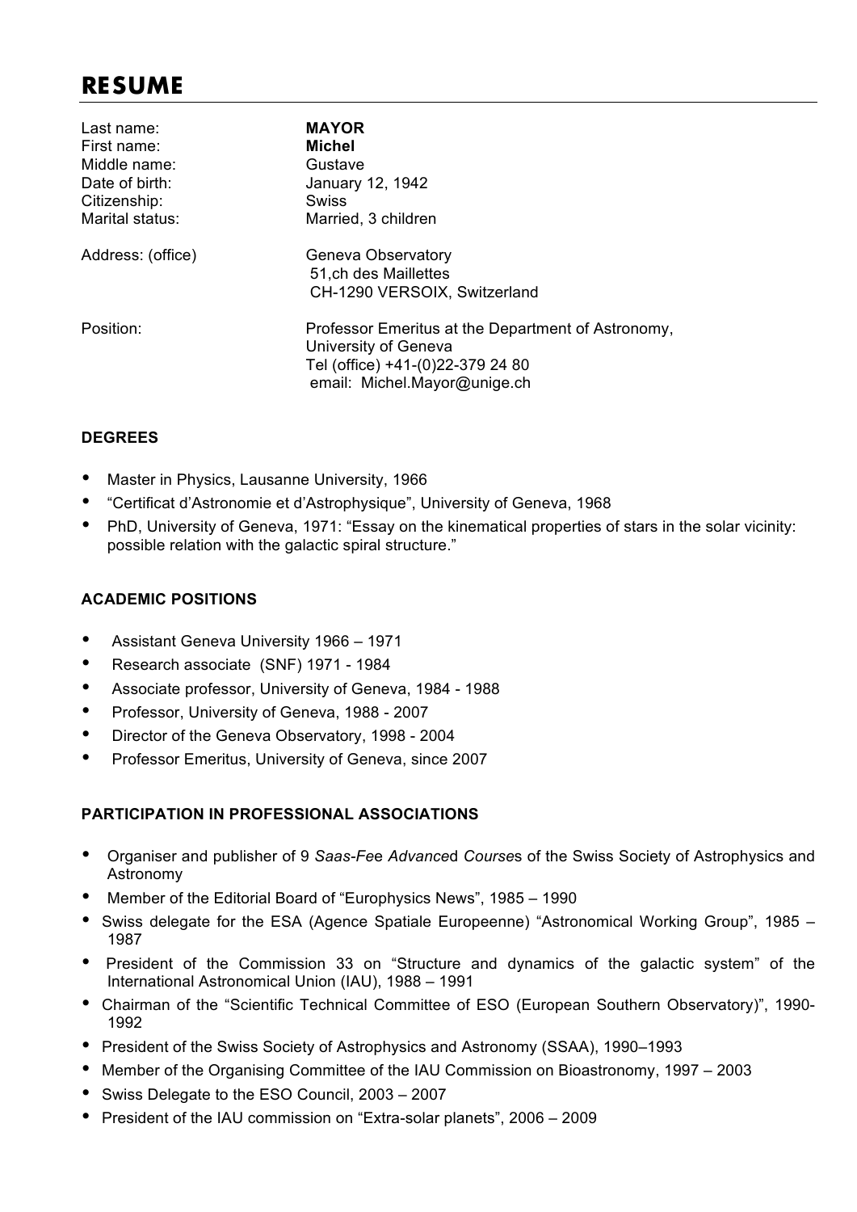# RESUME

| | |
|---|---|
| Last name: | **MAYOR** |
| First name: | **Michel** |
| Middle name: | Gustave |
| Date of birth: | January 12, 1942 |
| Citizenship: | Swiss |
| Marital status: | Married, 3 children |
| Address: (office) | Geneva Observatory<br>51,ch des Maillettes<br>CH-1290 VERSOIX, Switzerland |
| Position: | Professor Emeritus at the Department of Astronomy, University of Geneva<br>Tel (office) +41-(0)22-379 24 80<br>email: Michel.Mayor@unige.ch |

## DEGREES

- Master in Physics, Lausanne University, 1966
- "Certificat d'Astronomie et d'Astrophysique", University of Geneva, 1968
- PhD, University of Geneva, 1971: "Essay on the kinematical properties of stars in the solar vicinity: possible relation with the galactic spiral structure."

## ACADEMIC POSITIONS

- Assistant Geneva University 1966 – 1971
- Research associate (SNF) 1971 - 1984
- Associate professor, University of Geneva, 1984 - 1988
- Professor, University of Geneva, 1988 - 2007
- Director of the Geneva Observatory, 1998 - 2004
- Professor Emeritus, University of Geneva, since 2007

## PARTICIPATION IN PROFESSIONAL ASSOCIATIONS

- Organiser and publisher of 9 *Saas-Fee Advanced Courses* of the Swiss Society of Astrophysics and Astronomy
- Member of the Editorial Board of "Europhysics News", 1985 – 1990
- Swiss delegate for the ESA (Agence Spatiale Europeenne) "Astronomical Working Group", 1985 – 1987
- President of the Commission 33 on "Structure and dynamics of the galactic system" of the International Astronomical Union (IAU), 1988 – 1991
- Chairman of the "Scientific Technical Committee of ESO (European Southern Observatory)", 1990-1992
- President of the Swiss Society of Astrophysics and Astronomy (SSAA), 1990–1993
- Member of the Organising Committee of the IAU Commission on Bioastronomy, 1997 – 2003
- Swiss Delegate to the ESO Council, 2003 – 2007
- President of the IAU commission on "Extra-solar planets", 2006 – 2009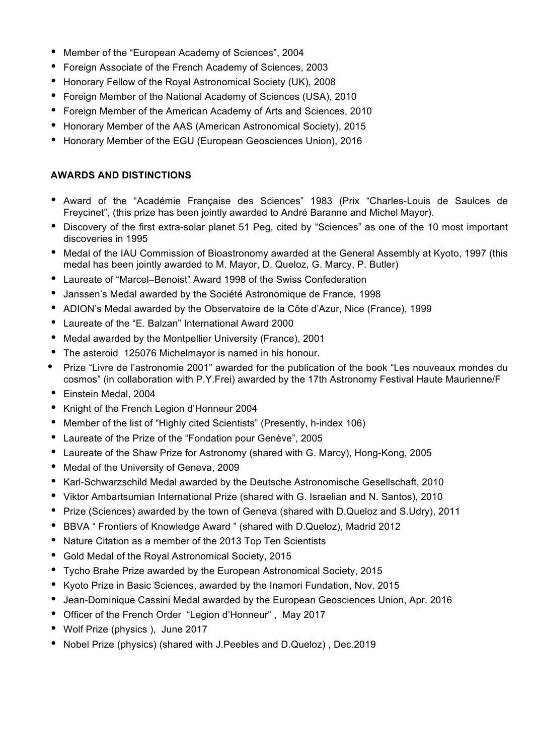- Member of the “European Academy of Sciences”, 2004
- Foreign Associate of the French Academy of Sciences, 2003
- Honorary Fellow of the Royal Astronomical Society (UK), 2008
- Foreign Member of the National Academy of Sciences (USA), 2010
- Foreign Member of the American Academy of Arts and Sciences, 2010
- Honorary Member of the AAS (American Astronomical Society), 2015
- Honorary Member of the EGU (European Geosciences Union), 2016

**AWARDS AND DISTINCTIONS**

- Award of the “Académie Française des Sciences” 1983 (Prix “Charles-Louis de Saulces de Freycinet”, (this prize has been jointly awarded to André Baranne and Michel Mayor).
- Discovery of the first extra-solar planet 51 Peg, cited by “Sciences” as one of the 10 most important discoveries in 1995
- Medal of the IAU Commission of Bioastronomy awarded at the General Assembly at Kyoto, 1997 (this medal has been jointly awarded to M. Mayor, D. Queloz, G. Marcy, P. Butler)
- Laureate of “Marcel–Benoist” Award 1998 of the Swiss Confederation
- Janssen’s Medal awarded by the Société Astronomique de France, 1998
- ADION’s Medal awarded by the Observatoire de la Côte d’Azur, Nice (France), 1999
- Laureate of the “E. Balzan” International Award 2000
- Medal awarded by the Montpellier University (France), 2001
- The asteroid 125076 Michelmayor is named in his honour.
- Prize “Livre de l’astronomie 2001” awarded for the publication of the book “Les nouveaux mondes du cosmos” (in collaboration with P.Y.Frei) awarded by the 17th Astronomy Festival Haute Maurienne/F
- Einstein Medal, 2004
- Knight of the French Legion d’Honneur 2004
- Member of the list of “Highly cited Scientists” (Presently, h-index 106)
- Laureate of the Prize of the “Fondation pour Genève”, 2005
- Laureate of the Shaw Prize for Astronomy (shared with G. Marcy), Hong-Kong, 2005
- Medal of the University of Geneva, 2009
- Karl-Schwarzschild Medal awarded by the Deutsche Astronomische Gesellschaft, 2010
- Viktor Ambartsumian International Prize (shared with G. Israelian and N. Santos), 2010
- Prize (Sciences) awarded by the town of Geneva (shared with D.Queloz and S.Udry), 2011
- BBVA “ Frontiers of Knowledge Award ” (shared with D.Queloz), Madrid 2012
- Nature Citation as a member of the 2013 Top Ten Scientists
- Gold Medal of the Royal Astronomical Society, 2015
- Tycho Brahe Prize awarded by the European Astronomical Society, 2015
- Kyoto Prize in Basic Sciences, awarded by the Inamori Fundation, Nov. 2015
- Jean-Dominique Cassini Medal awarded by the European Geosciences Union, Apr. 2016
- Officer of the French Order “Legion d’Honneur” , May 2017
- Wolf Prize (physics ), June 2017
- Nobel Prize (physics) (shared with J.Peebles and D.Queloz) , Dec.2019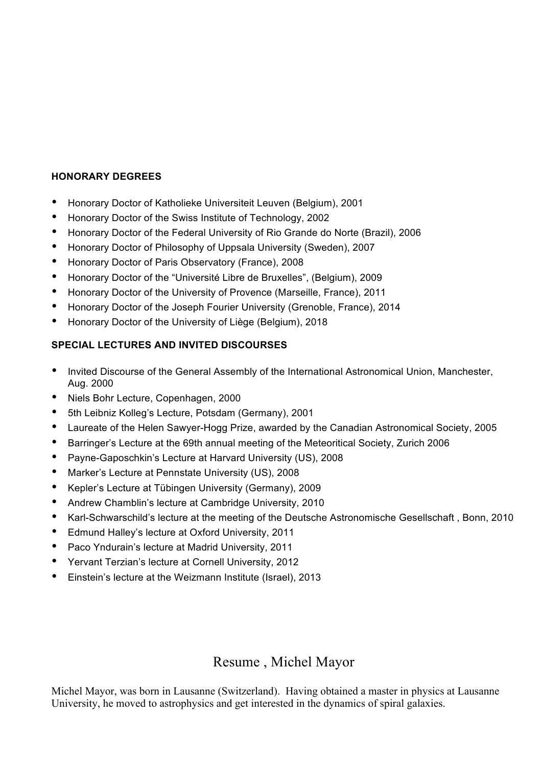## HONORARY DEGREES

- Honorary Doctor of Katholieke Universiteit Leuven (Belgium), 2001
- Honorary Doctor of the Swiss Institute of Technology, 2002
- Honorary Doctor of the Federal University of Rio Grande do Norte (Brazil), 2006
- Honorary Doctor of Philosophy of Uppsala University (Sweden), 2007
- Honorary Doctor of Paris Observatory (France), 2008
- Honorary Doctor of the "Université Libre de Bruxelles", (Belgium), 2009
- Honorary Doctor of the University of Provence (Marseille, France), 2011
- Honorary Doctor of the Joseph Fourier University (Grenoble, France), 2014
- Honorary Doctor of the University of Liège (Belgium), 2018

## SPECIAL LECTURES AND INVITED DISCOURSES

- Invited Discourse of the General Assembly of the International Astronomical Union, Manchester, Aug. 2000
- Niels Bohr Lecture, Copenhagen, 2000
- 5th Leibniz Kolleg's Lecture, Potsdam (Germany), 2001
- Laureate of the Helen Sawyer-Hogg Prize, awarded by the Canadian Astronomical Society, 2005
- Barringer's Lecture at the 69th annual meeting of the Meteoritical Society, Zurich 2006
- Payne-Gaposchkin's Lecture at Harvard University (US), 2008
- Marker's Lecture at Pennstate University (US), 2008
- Kepler's Lecture at Tübingen University (Germany), 2009
- Andrew Chamblin's lecture at Cambridge University, 2010
- Karl-Schwarschild's lecture at the meeting of the Deutsche Astronomische Gesellschaft , Bonn, 2010
- Edmund Halley's lecture at Oxford University, 2011
- Paco Yndurain's lecture at Madrid University, 2011
- Yervant Terzian's lecture at Cornell University, 2012
- Einstein's lecture at the Weizmann Institute (Israel), 2013

# Resume , Michel Mayor

Michel Mayor, was born in Lausanne (Switzerland). Having obtained a master in physics at Lausanne University, he moved to astrophysics and get interested in the dynamics of spiral galaxies.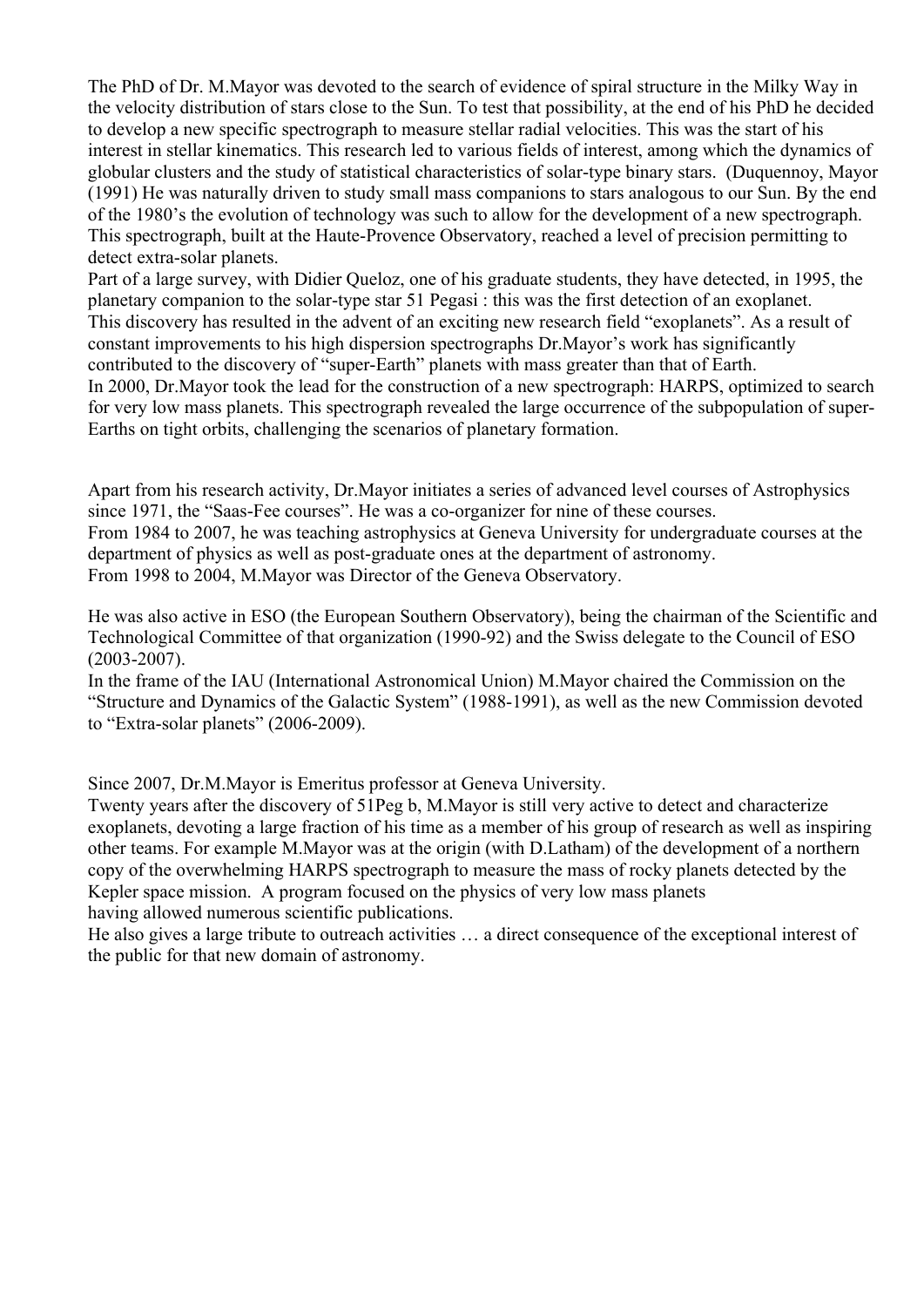The PhD of Dr. M.Mayor was devoted to the search of evidence of spiral structure in the Milky Way in the velocity distribution of stars close to the Sun. To test that possibility, at the end of his PhD he decided to develop a new specific spectrograph to measure stellar radial velocities. This was the start of his interest in stellar kinematics. This research led to various fields of interest, among which the dynamics of globular clusters and the study of statistical characteristics of solar-type binary stars. (Duquennoy, Mayor (1991) He was naturally driven to study small mass companions to stars analogous to our Sun. By the end of the 1980's the evolution of technology was such to allow for the development of a new spectrograph. This spectrograph, built at the Haute-Provence Observatory, reached a level of precision permitting to detect extra-solar planets.

Part of a large survey, with Didier Queloz, one of his graduate students, they have detected, in 1995, the planetary companion to the solar-type star 51 Pegasi : this was the first detection of an exoplanet.

This discovery has resulted in the advent of an exciting new research field "exoplanets". As a result of constant improvements to his high dispersion spectrographs Dr.Mayor's work has significantly contributed to the discovery of "super-Earth" planets with mass greater than that of Earth.

In 2000, Dr.Mayor took the lead for the construction of a new spectrograph: HARPS, optimized to search for very low mass planets. This spectrograph revealed the large occurrence of the subpopulation of super-Earths on tight orbits, challenging the scenarios of planetary formation.

Apart from his research activity, Dr.Mayor initiates a series of advanced level courses of Astrophysics since 1971, the "Saas-Fee courses". He was a co-organizer for nine of these courses.

From 1984 to 2007, he was teaching astrophysics at Geneva University for undergraduate courses at the department of physics as well as post-graduate ones at the department of astronomy.

From 1998 to 2004, M.Mayor was Director of the Geneva Observatory.

He was also active in ESO (the European Southern Observatory), being the chairman of the Scientific and Technological Committee of that organization (1990-92) and the Swiss delegate to the Council of ESO (2003-2007).

In the frame of the IAU (International Astronomical Union) M.Mayor chaired the Commission on the "Structure and Dynamics of the Galactic System" (1988-1991), as well as the new Commission devoted to "Extra-solar planets" (2006-2009).

Since 2007, Dr.M.Mayor is Emeritus professor at Geneva University.

Twenty years after the discovery of 51Peg b, M.Mayor is still very active to detect and characterize exoplanets, devoting a large fraction of his time as a member of his group of research as well as inspiring other teams. For example M.Mayor was at the origin (with D.Latham) of the development of a northern copy of the overwhelming HARPS spectrograph to measure the mass of rocky planets detected by the Kepler space mission. A program focused on the physics of very low mass planets having allowed numerous scientific publications.

He also gives a large tribute to outreach activities … a direct consequence of the exceptional interest of the public for that new domain of astronomy.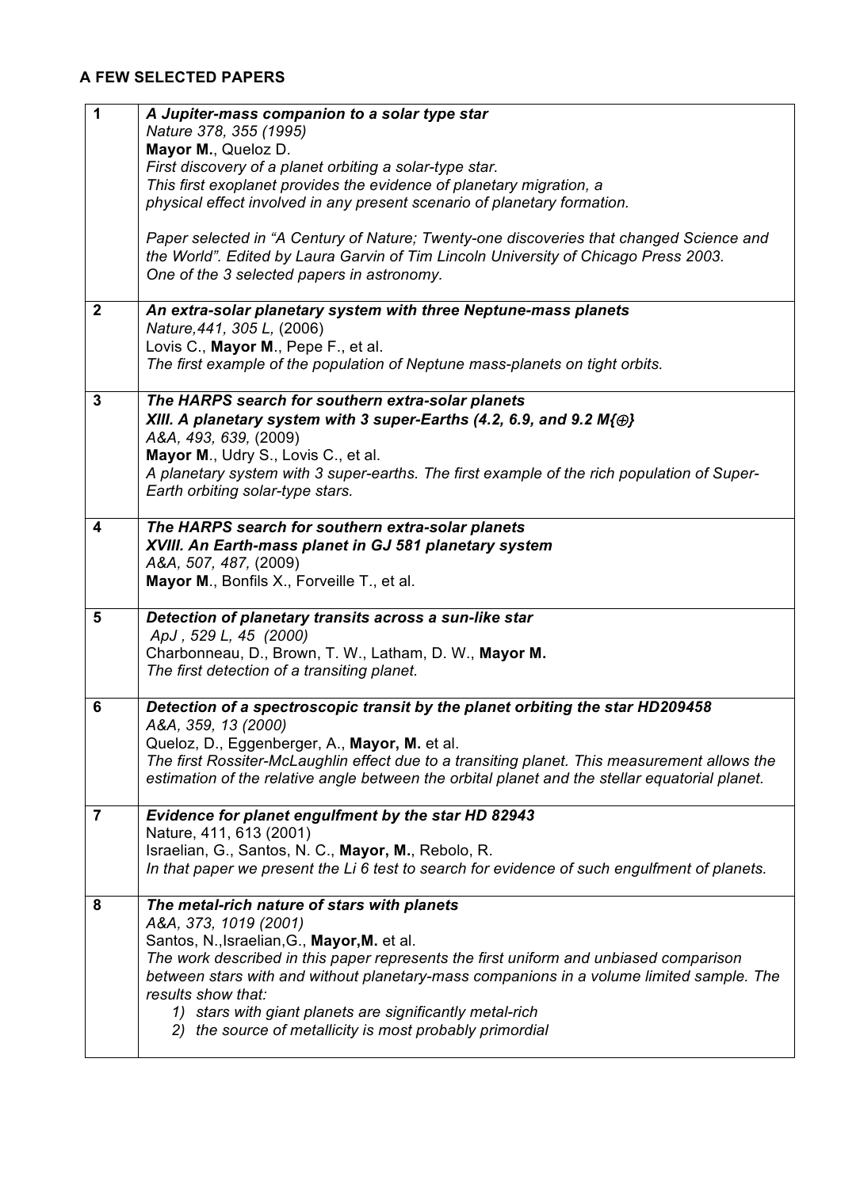## A FEW SELECTED PAPERS

| | |
|---|---|
| **1** | ***A Jupiter-mass companion to a solar type star***<br>*Nature 378, 355 (1995)*<br>**Mayor M.**, Queloz D.<br>*First discovery of a planet orbiting a solar-type star.*<br>*This first exoplanet provides the evidence of planetary migration, a physical effect involved in any present scenario of planetary formation.*<br><br>*Paper selected in "A Century of Nature; Twenty-one discoveries that changed Science and the World". Edited by Laura Garvin of Tim Lincoln University of Chicago Press 2003.*<br>*One of the 3 selected papers in astronomy.* |
| **2** | ***An extra-solar planetary system with three Neptune-mass planets***<br>*Nature,441, 305 L,* (2006)<br>Lovis C., **Mayor M**., Pepe F., et al.<br>*The first example of the population of Neptune mass-planets on tight orbits.* |
| **3** | ***The HARPS search for southern extra-solar planets***<br>***XIII. A planetary system with 3 super-Earths (4.2, 6.9, and 9.2 M{⊕}***<br>*A&A, 493, 639,* (2009)<br>**Mayor M**., Udry S., Lovis C., et al.<br>*A planetary system with 3 super-earths. The first example of the rich population of Super-Earth orbiting solar-type stars.* |
| **4** | ***The HARPS search for southern extra-solar planets***<br>***XVIII. An Earth-mass planet in GJ 581 planetary system***<br>*A&A, 507, 487,* (2009)<br>**Mayor M**., Bonfils X., Forveille T., et al. |
| **5** | ***Detection of planetary transits across a sun-like star***<br>*ApJ , 529 L, 45 (2000)*<br>Charbonneau, D., Brown, T. W., Latham, D. W., **Mayor M.**<br>*The first detection of a transiting planet.* |
| **6** | ***Detection of a spectroscopic transit by the planet orbiting the star HD209458***<br>*A&A, 359, 13 (2000)*<br>Queloz, D., Eggenberger, A., **Mayor, M.** et al.<br>*The first Rossiter-McLaughlin effect due to a transiting planet. This measurement allows the estimation of the relative angle between the orbital planet and the stellar equatorial planet.* |
| **7** | ***Evidence for planet engulfment by the star HD 82943***<br>Nature, 411, 613 (2001)<br>Israelian, G., Santos, N. C., **Mayor, M.**, Rebolo, R.<br>*In that paper we present the Li 6 test to search for evidence of such engulfment of planets.* |
| **8** | ***The metal-rich nature of stars with planets***<br>*A&A, 373, 1019 (2001)*<br>Santos, N.,Israelian,G., **Mayor,M.** et al.<br>*The work described in this paper represents the first uniform and unbiased comparison between stars with and without planetary-mass companions in a volume limited sample. The results show that:*<br>*1) stars with giant planets are significantly metal-rich*<br>*2) the source of metallicity is most probably primordial* |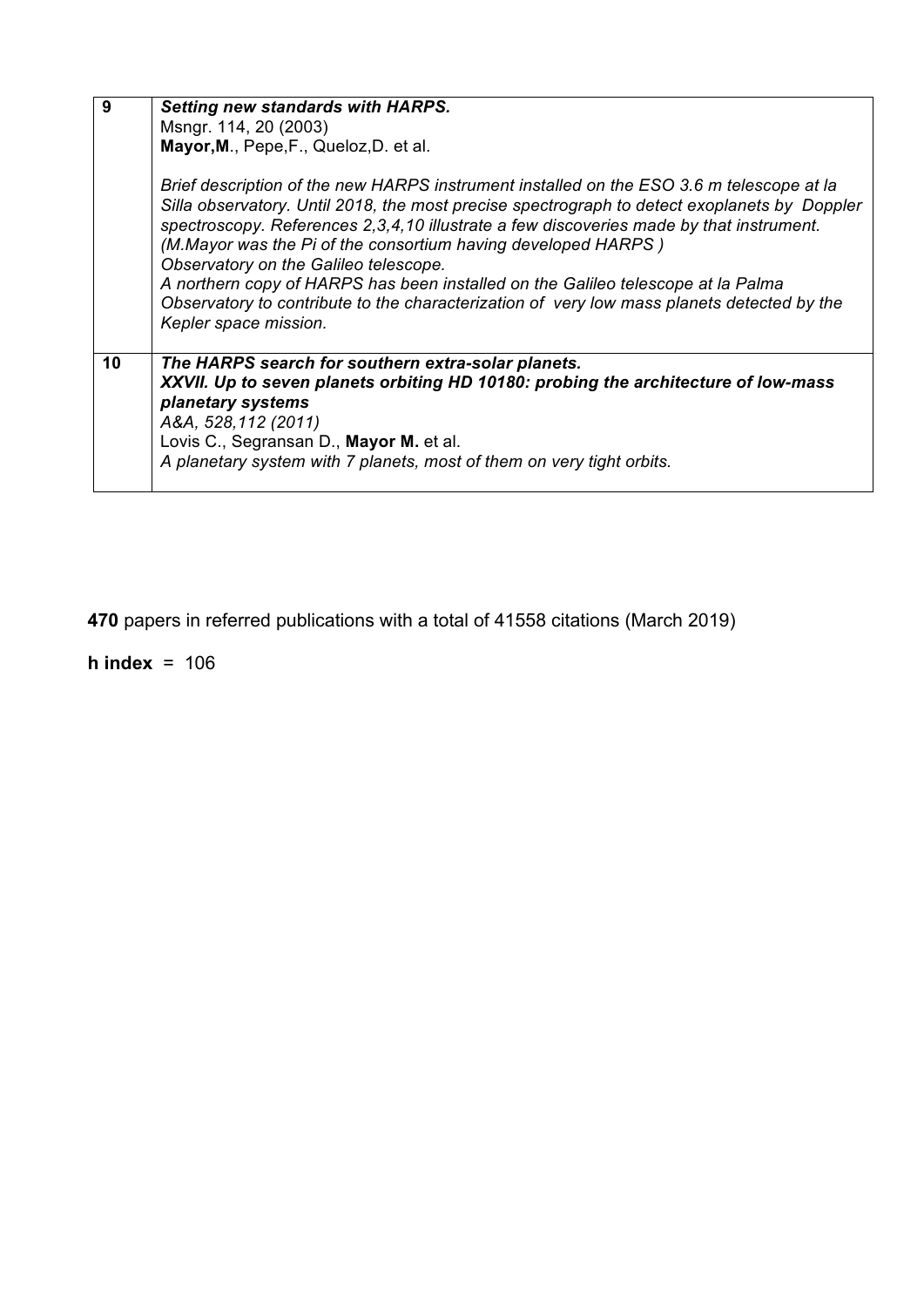| | |
|---|---|
| **9** | ***Setting new standards with HARPS.***<br>Msngr. 114, 20 (2003)<br>**Mayor,M**., Pepe,F., Queloz,D. et al.<br><br>*Brief description of the new HARPS instrument installed on the ESO 3.6 m telescope at la Silla observatory. Until 2018, the most precise spectrograph to detect exoplanets by Doppler spectroscopy. References 2,3,4,10 illustrate a few discoveries made by that instrument. (M.Mayor was the Pi of the consortium having developed HARPS )*<br>*Observatory on the Galileo telescope.*<br>*A northern copy of HARPS has been installed on the Galileo telescope at la Palma Observatory to contribute to the characterization of very low mass planets detected by the Kepler space mission.* |
| **10** | ***The HARPS search for southern extra-solar planets.***<br>***XXVII. Up to seven planets orbiting HD 10180: probing the architecture of low-mass planetary systems***<br>*A&A, 528,112 (2011)*<br>Lovis C., Segransan D., **Mayor M.** et al.<br>*A planetary system with 7 planets, most of them on very tight orbits.* |

**470** papers in referred publications with a total of 41558 citations (March 2019)

**h index** = 106